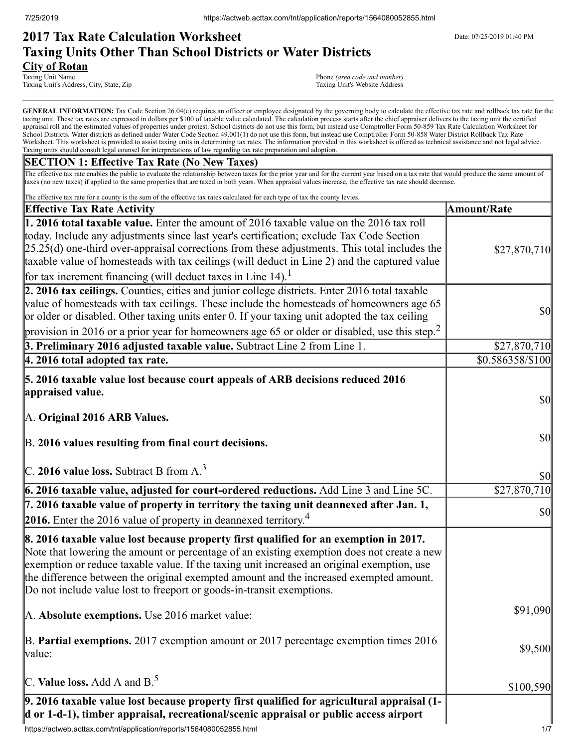# 2017 Tax Rate Calculation Worksheet

Date: 07/25/2019 01:40 PM

## Taxing Units Other Than School Districts or Water Districts

**City of Rotan**
Taxing Unit Name
Taxing Unit's Address, City, State, Zip

Phone *(area code and number)*
Taxing Unit's Website Address

**GENERAL INFORMATION:** Tax Code Section 26.04(c) requires an officer or employee designated by the governing body to calculate the effective tax rate and rollback tax rate for the taxing unit. These tax rates are expressed in dollars per $100 of taxable value calculated. The calculation process starts after the chief appraiser delivers to the taxing unit the certified appraisal roll and the estimated values of properties under protest. School districts do not use this form, but instead use Comptroller Form 50-859 Tax Rate Calculation Worksheet for School Districts. Water districts as defined under Water Code Section 49.001(1) do not use this form, but instead use Comptroller Form 50-858 Water District Rollback Tax Rate Worksheet. This worksheet is provided to assist taxing units in determining tax rates. The information provided in this worksheet is offered as technical assistance and not legal advice. Taxing units should consult legal counsel for interpretations of law regarding tax rate preparation and adoption.

## SECTION 1: Effective Tax Rate (No New Taxes)

The effective tax rate enables the public to evaluate the relationship between taxes for the prior year and for the current year based on a tax rate that would produce the same amount of taxes (no new taxes) if applied to the same properties that are taxed in both years. When appraisal values increase, the effective tax rate should decrease.

The effective tax rate for a county is the sum of the effective tax rates calculated for each type of tax the county levies.

| Effective Tax Rate Activity | Amount/Rate |
|---|---|
| **1. 2016 total taxable value.** Enter the amount of 2016 taxable value on the 2016 tax roll today. Include any adjustments since last year's certification; exclude Tax Code Section 25.25(d) one-third over-appraisal corrections from these adjustments. This total includes the taxable value of homesteads with tax ceilings (will deduct in Line 2) and the captured value for tax increment financing (will deduct taxes in Line 14).[1] | $27,870,710 |
| **2. 2016 tax ceilings.** Counties, cities and junior college districts. Enter 2016 total taxable value of homesteads with tax ceilings. These include the homesteads of homeowners age 65 or older or disabled. Other taxing units enter 0. If your taxing unit adopted the tax ceiling provision in 2016 or a prior year for homeowners age 65 or older or disabled, use this step.[2] | $0 |
| **3. Preliminary 2016 adjusted taxable value.** Subtract Line 2 from Line 1. | $27,870,710 |
| **4. 2016 total adopted tax rate.** | $0.586358/$100 |
| **5. 2016 taxable value lost because court appeals of ARB decisions reduced 2016 appraised value.** | |
| A. **Original 2016 ARB Values.** | $0 |
| B. **2016 values resulting from final court decisions.** | $0 |
| C. **2016 value loss.** Subtract B from A.[3] | $0 |
| **6. 2016 taxable value, adjusted for court-ordered reductions.** Add Line 3 and Line 5C. | $27,870,710 |
| **7. 2016 taxable value of property in territory the taxing unit deannexed after Jan. 1, 2016.** Enter the 2016 value of property in deannexed territory.[4] | $0 |
| **8. 2016 taxable value lost because property first qualified for an exemption in 2017.** Note that lowering the amount or percentage of an existing exemption does not create a new exemption or reduce taxable value. If the taxing unit increased an original exemption, use the difference between the original exempted amount and the increased exempted amount. Do not include value lost to freeport or goods-in-transit exemptions. | |
| A. **Absolute exemptions.** Use 2016 market value: | $91,090 |
| B. **Partial exemptions.** 2017 exemption amount or 2017 percentage exemption times 2016 value: | $9,500 |
| C. **Value loss.** Add A and B.[5] | $100,590 |
| **9. 2016 taxable value lost because property first qualified for agricultural appraisal (1-d or 1-d-1), timber appraisal, recreational/scenic appraisal or public access airport** | |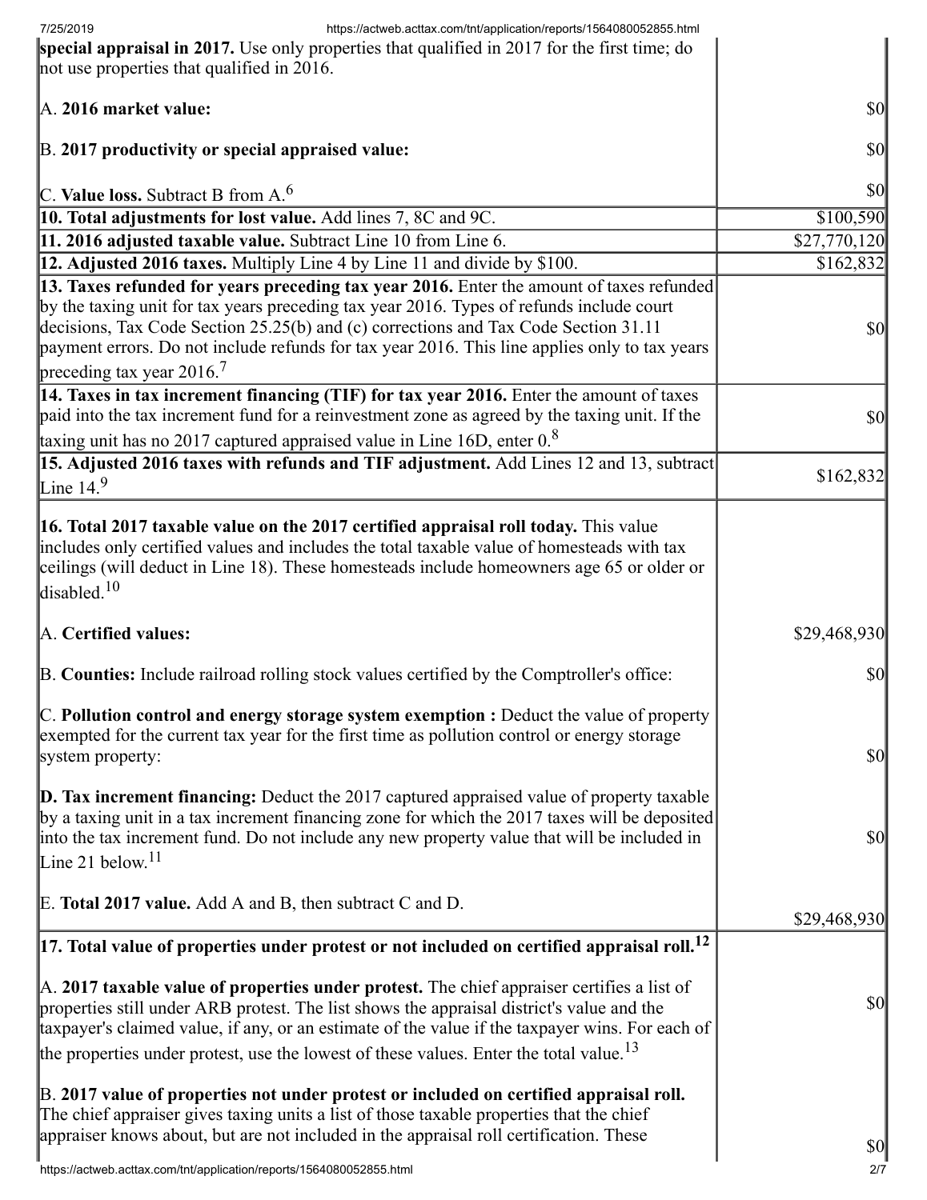| | |
|---|---|
| **special appraisal in 2017.** Use only properties that qualified in 2017 for the first time; do not use properties that qualified in 2016.<br><br>A. **2016 market value:**<br><br>B. **2017 productivity or special appraised value:**<br><br>C. **Value loss.** Subtract B from A.[6] | <br><br>$0<br><br>$0<br><br>$0 |
| **10. Total adjustments for lost value.** Add lines 7, 8C and 9C. | $100,590 |
| **11. 2016 adjusted taxable value.** Subtract Line 10 from Line 6. | $27,770,120 |
| **12. Adjusted 2016 taxes.** Multiply Line 4 by Line 11 and divide by $100. | $162,832 |
| **13. Taxes refunded for years preceding tax year 2016.** Enter the amount of taxes refunded by the taxing unit for tax years preceding tax year 2016. Types of refunds include court decisions, Tax Code Section 25.25(b) and (c) corrections and Tax Code Section 31.11 payment errors. Do not include refunds for tax year 2016. This line applies only to tax years preceding tax year 2016.[7] | $0 |
| **14. Taxes in tax increment financing (TIF) for tax year 2016.** Enter the amount of taxes paid into the tax increment fund for a reinvestment zone as agreed by the taxing unit. If the taxing unit has no 2017 captured appraised value in Line 16D, enter 0.[8] | $0 |
| **15. Adjusted 2016 taxes with refunds and TIF adjustment.** Add Lines 12 and 13, subtract Line 14.[9] | $162,832 |
| **16. Total 2017 taxable value on the 2017 certified appraisal roll today.** This value includes only certified values and includes the total taxable value of homesteads with tax ceilings (will deduct in Line 18). These homesteads include homeowners age 65 or older or disabled.[10]<br><br>A. **Certified values:**<br><br>B. **Counties:** Include railroad rolling stock values certified by the Comptroller's office:<br><br>C. **Pollution control and energy storage system exemption :** Deduct the value of property exempted for the current tax year for the first time as pollution control or energy storage system property:<br><br>**D. Tax increment financing:** Deduct the 2017 captured appraised value of property taxable by a taxing unit in a tax increment financing zone for which the 2017 taxes will be deposited into the tax increment fund. Do not include any new property value that will be included in Line 21 below.[11]<br><br>E. **Total 2017 value.** Add A and B, then subtract C and D. | <br><br>$29,468,930<br><br>$0<br><br>$0<br><br>$0<br><br>$29,468,930 |
| **17. Total value of properties under protest or not included on certified appraisal roll.[12]**<br><br>A. **2017 taxable value of properties under protest.** The chief appraiser certifies a list of properties still under ARB protest. The list shows the appraisal district's value and the taxpayer's claimed value, if any, or an estimate of the value if the taxpayer wins. For each of the properties under protest, use the lowest of these values. Enter the total value.[13]<br><br>B. **2017 value of properties not under protest or included on certified appraisal roll.** The chief appraiser gives taxing units a list of those taxable properties that the chief appraiser knows about, but are not included in the appraisal roll certification. These | <br><br>$0<br><br>$0 |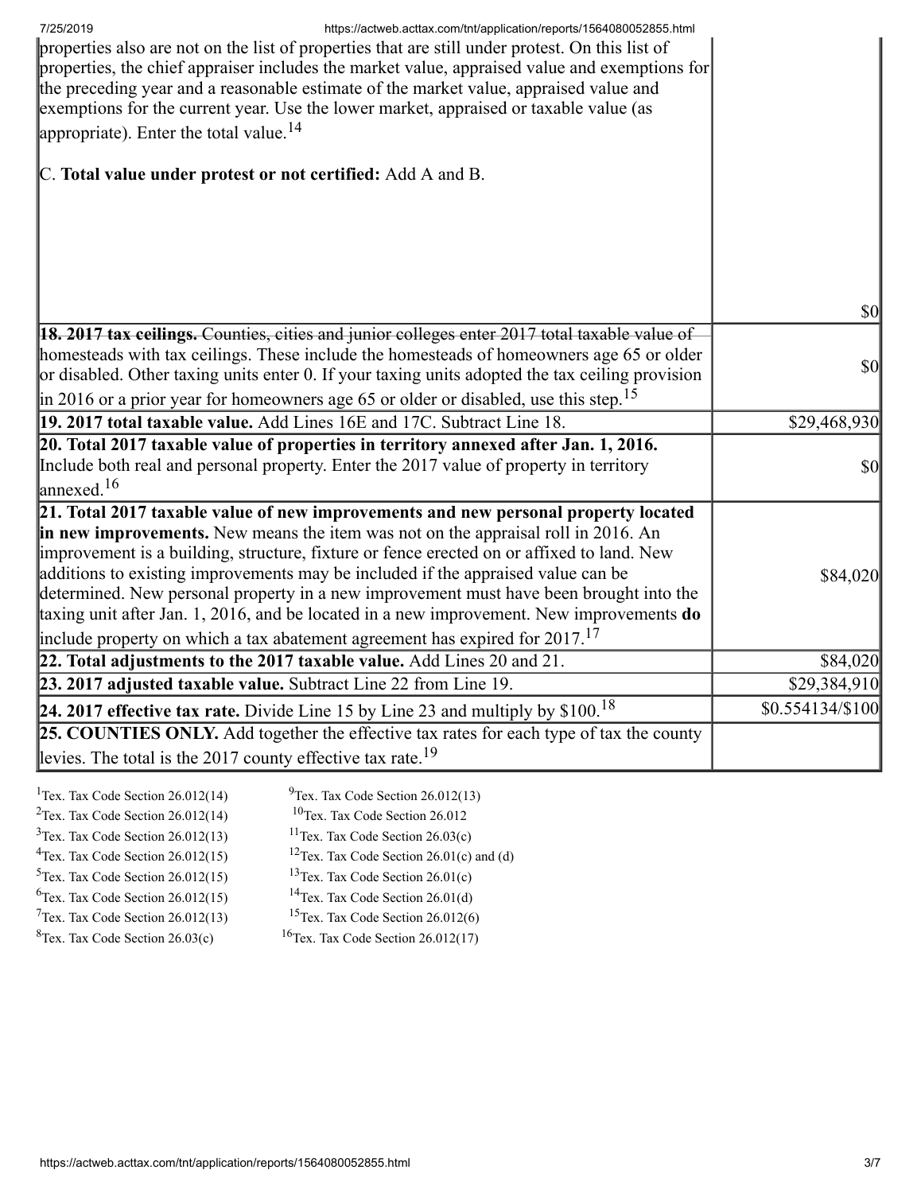| | |
|---|---|
| properties also are not on the list of properties that are still under protest. On this list of properties, the chief appraiser includes the market value, appraised value and exemptions for the preceding year and a reasonable estimate of the market value, appraised value and exemptions for the current year. Use the lower market, appraised or taxable value (as appropriate). Enter the total value.[14]<br><br>C. **Total value under protest or not certified:** Add A and B. | $0 |
| **18. 2017 tax ceilings.** Counties, cities and junior colleges enter 2017 total taxable value of homesteads with tax ceilings. These include the homesteads of homeowners age 65 or older or disabled. Other taxing units enter 0. If your taxing units adopted the tax ceiling provision in 2016 or a prior year for homeowners age 65 or older or disabled, use this step.[15] | $0 |
| **19. 2017 total taxable value.** Add Lines 16E and 17C. Subtract Line 18. | $29,468,930 |
| **20. Total 2017 taxable value of properties in territory annexed after Jan. 1, 2016.** Include both real and personal property. Enter the 2017 value of property in territory annexed.[16] | $0 |
| **21. Total 2017 taxable value of new improvements and new personal property located in new improvements.** New means the item was not on the appraisal roll in 2016. An improvement is a building, structure, fixture or fence erected on or affixed to land. New additions to existing improvements may be included if the appraised value can be determined. New personal property in a new improvement must have been brought into the taxing unit after Jan. 1, 2016, and be located in a new improvement. New improvements **do** include property on which a tax abatement agreement has expired for 2017.[17] | $84,020 |
| **22. Total adjustments to the 2017 taxable value.** Add Lines 20 and 21. | $84,020 |
| **23. 2017 adjusted taxable value.** Subtract Line 22 from Line 19. | $29,384,910 |
| **24. 2017 effective tax rate.** Divide Line 15 by Line 23 and multiply by $100.[18] | $0.554134/$100 |
| **25. COUNTIES ONLY.** Add together the effective tax rates for each type of tax the county levies. The total is the 2017 county effective tax rate.[19] | |

[1]Tex. Tax Code Section 26.012(14)
[2]Tex. Tax Code Section 26.012(14)
[3]Tex. Tax Code Section 26.012(13)
[4]Tex. Tax Code Section 26.012(15)
[5]Tex. Tax Code Section 26.012(15)
[6]Tex. Tax Code Section 26.012(15)
[7]Tex. Tax Code Section 26.012(13)
[8]Tex. Tax Code Section 26.03(c)
[9]Tex. Tax Code Section 26.012(13)
[10]Tex. Tax Code Section 26.012
[11]Tex. Tax Code Section 26.03(c)
[12]Tex. Tax Code Section 26.01(c) and (d)
[13]Tex. Tax Code Section 26.01(c)
[14]Tex. Tax Code Section 26.01(d)
[15]Tex. Tax Code Section 26.012(6)
[16]Tex. Tax Code Section 26.012(17)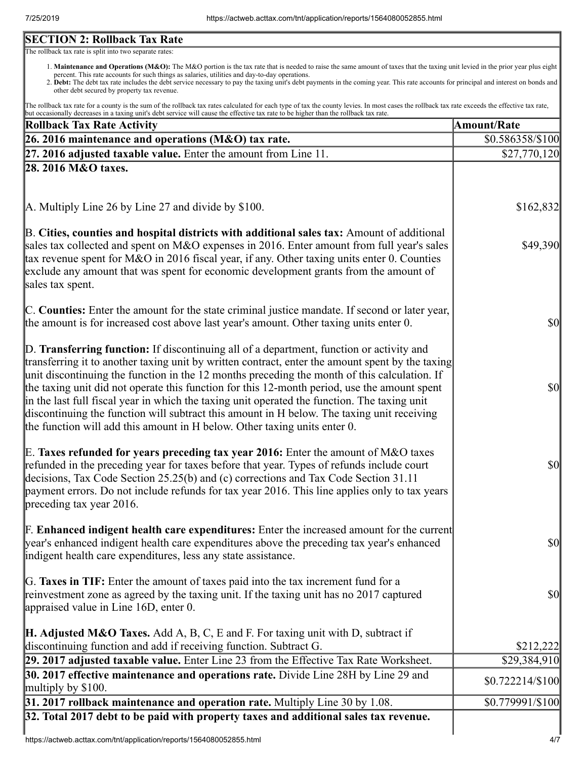## SECTION 2: Rollback Tax Rate

The rollback tax rate is split into two separate rates:

1. **Maintenance and Operations (M&O):** The M&O portion is the tax rate that is needed to raise the same amount of taxes that the taxing unit levied in the prior year plus eight percent. This rate accounts for such things as salaries, utilities and day-to-day operations.
2. **Debt:** The debt tax rate includes the debt service necessary to pay the taxing unit's debt payments in the coming year. This rate accounts for principal and interest on bonds and other debt secured by property tax revenue.

The rollback tax rate for a county is the sum of the rollback tax rates calculated for each type of tax the county levies. In most cases the rollback tax rate exceeds the effective tax rate, but occasionally decreases in a taxing unit's debt service will cause the effective tax rate to be higher than the rollback tax rate.

| Rollback Tax Rate Activity | Amount/Rate |
|---|---|
| **26. 2016 maintenance and operations (M&O) tax rate.** | $0.586358/$100 |
| **27. 2016 adjusted taxable value.** Enter the amount from Line 11. | $27,770,120 |
| **28. 2016 M&O taxes.** | |
| A. Multiply Line 26 by Line 27 and divide by $100. | $162,832 |
| B. **Cities, counties and hospital districts with additional sales tax:** Amount of additional sales tax collected and spent on M&O expenses in 2016. Enter amount from full year's sales tax revenue spent for M&O in 2016 fiscal year, if any. Other taxing units enter 0. Counties exclude any amount that was spent for economic development grants from the amount of sales tax spent. | $49,390 |
| C. **Counties:** Enter the amount for the state criminal justice mandate. If second or later year, the amount is for increased cost above last year's amount. Other taxing units enter 0. | $0 |
| D. **Transferring function:** If discontinuing all of a department, function or activity and transferring it to another taxing unit by written contract, enter the amount spent by the taxing unit discontinuing the function in the 12 months preceding the month of this calculation. If the taxing unit did not operate this function for this 12-month period, use the amount spent in the last full fiscal year in which the taxing unit operated the function. The taxing unit discontinuing the function will subtract this amount in H below. The taxing unit receiving the function will add this amount in H below. Other taxing units enter 0. | $0 |
| E. **Taxes refunded for years preceding tax year 2016:** Enter the amount of M&O taxes refunded in the preceding year for taxes before that year. Types of refunds include court decisions, Tax Code Section 25.25(b) and (c) corrections and Tax Code Section 31.11 payment errors. Do not include refunds for tax year 2016. This line applies only to tax years preceding tax year 2016. | $0 |
| F. **Enhanced indigent health care expenditures:** Enter the increased amount for the current year's enhanced indigent health care expenditures above the preceding tax year's enhanced indigent health care expenditures, less any state assistance. | $0 |
| G. **Taxes in TIF:** Enter the amount of taxes paid into the tax increment fund for a reinvestment zone as agreed by the taxing unit. If the taxing unit has no 2017 captured appraised value in Line 16D, enter 0. | $0 |
| **H. Adjusted M&O Taxes.** Add A, B, C, E and F. For taxing unit with D, subtract if discontinuing function and add if receiving function. Subtract G. | $212,222 |
| **29. 2017 adjusted taxable value.** Enter Line 23 from the Effective Tax Rate Worksheet. | $29,384,910 |
| **30. 2017 effective maintenance and operations rate.** Divide Line 28H by Line 29 and multiply by $100. | $0.722214/$100 |
| **31. 2017 rollback maintenance and operation rate.** Multiply Line 30 by 1.08. | $0.779991/$100 |
| **32. Total 2017 debt to be paid with property taxes and additional sales tax revenue.** | |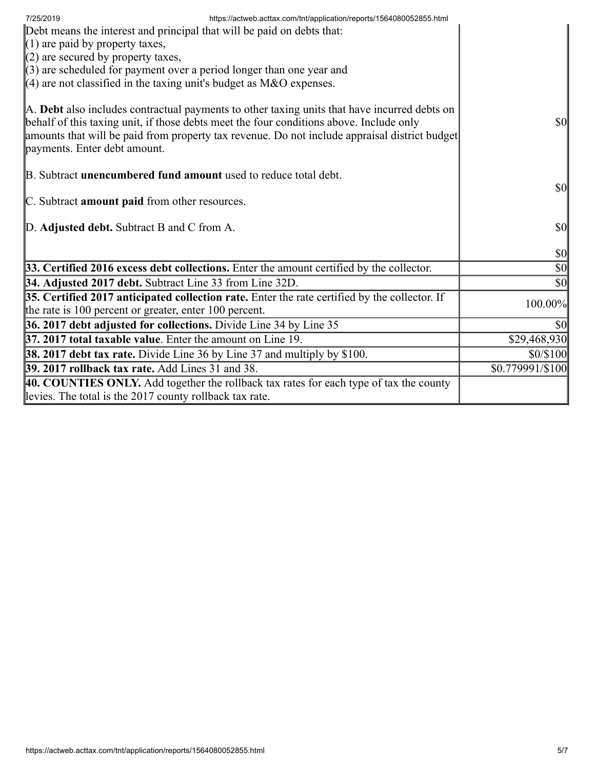| | |
|---|---|
| Debt means the interest and principal that will be paid on debts that:<br>(1) are paid by property taxes,<br>(2) are secured by property taxes,<br>(3) are scheduled for payment over a period longer than one year and<br>(4) are not classified in the taxing unit's budget as M&O expenses.<br><br>A. **Debt** also includes contractual payments to other taxing units that have incurred debts on behalf of this taxing unit, if those debts meet the four conditions above. Include only amounts that will be paid from property tax revenue. Do not include appraisal district budget payments. Enter debt amount.<br><br>B. Subtract **unencumbered fund amount** used to reduce total debt.<br><br>C. Subtract **amount paid** from other resources.<br><br>D. **Adjusted debt.** Subtract B and C from A. | $0<br><br>$0<br><br>$0<br><br>$0 |
| **33. Certified 2016 excess debt collections.** Enter the amount certified by the collector. | $0 |
| **34. Adjusted 2017 debt.** Subtract Line 33 from Line 32D. | $0 |
| **35. Certified 2017 anticipated collection rate.** Enter the rate certified by the collector. If the rate is 100 percent or greater, enter 100 percent. | 100.00% |
| **36. 2017 debt adjusted for collections.** Divide Line 34 by Line 35 | $0 |
| **37. 2017 total taxable value**. Enter the amount on Line 19. | $29,468,930 |
| **38. 2017 debt tax rate.** Divide Line 36 by Line 37 and multiply by $100. | $0/$100 |
| **39. 2017 rollback tax rate.** Add Lines 31 and 38. | $0.779991/$100 |
| **40. COUNTIES ONLY.** Add together the rollback tax rates for each type of tax the county levies. The total is the 2017 county rollback tax rate. | |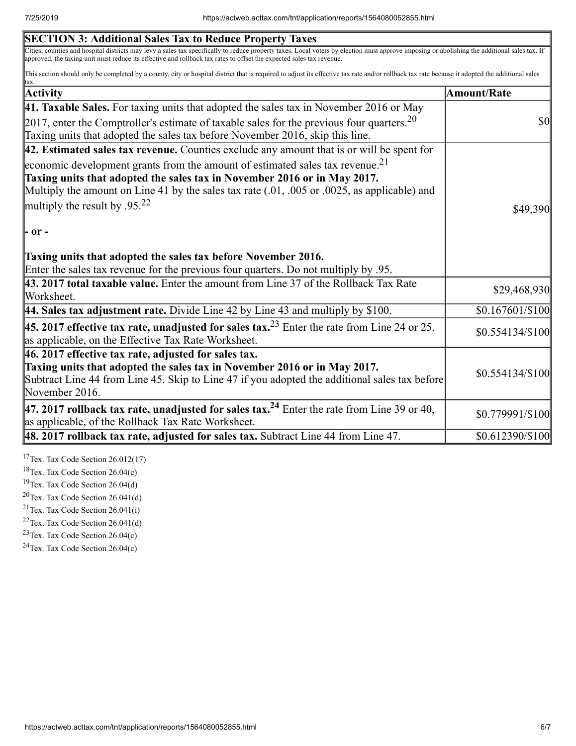| SECTION 3: Additional Sales Tax to Reduce Property Taxes | |
|---|---|
| Cities, counties and hospital districts may levy a sales tax specifically to reduce property taxes. Local voters by election must approve imposing or abolishing the additional sales tax. If approved, the taxing unit must reduce its effective and rollback tax rates to offset the expected sales tax revenue.<br><br>This section should only be completed by a county, city or hospital district that is required to adjust its effective tax rate and/or rollback tax rate because it adopted the additional sales tax. | |
| **Activity** | **Amount/Rate** |
| **41. Taxable Sales.** For taxing units that adopted the sales tax in November 2016 or May 2017, enter the Comptroller's estimate of taxable sales for the previous four quarters.[20] Taxing units that adopted the sales tax before November 2016, skip this line. | $0 |
| **42. Estimated sales tax revenue.** Counties exclude any amount that is or will be spent for economic development grants from the amount of estimated sales tax revenue.[21]<br>**Taxing units that adopted the sales tax in November 2016 or in May 2017.** Multiply the amount on Line 41 by the sales tax rate (.01, .005 or .0025, as applicable) and multiply the result by .95.[22]<br><br>**- or -**<br><br>**Taxing units that adopted the sales tax before November 2016.** Enter the sales tax revenue for the previous four quarters. Do not multiply by .95. | $49,390 |
| **43. 2017 total taxable value.** Enter the amount from Line 37 of the Rollback Tax Rate Worksheet. | $29,468,930 |
| **44. Sales tax adjustment rate.** Divide Line 42 by Line 43 and multiply by $100. | $0.167601/$100 |
| **45. 2017 effective tax rate, unadjusted for sales tax.**[23] Enter the rate from Line 24 or 25, as applicable, on the Effective Tax Rate Worksheet. | $0.554134/$100 |
| **46. 2017 effective tax rate, adjusted for sales tax.**<br>**Taxing units that adopted the sales tax in November 2016 or in May 2017.** Subtract Line 44 from Line 45. Skip to Line 47 if you adopted the additional sales tax before November 2016. | $0.554134/$100 |
| **47. 2017 rollback tax rate, unadjusted for sales tax.**[24] Enter the rate from Line 39 or 40, as applicable, of the Rollback Tax Rate Worksheet. | $0.779991/$100 |
| **48. 2017 rollback tax rate, adjusted for sales tax.** Subtract Line 44 from Line 47. | $0.612390/$100 |

[17] Tex. Tax Code Section 26.012(17)

[18] Tex. Tax Code Section 26.04(c)

[19] Tex. Tax Code Section 26.04(d)

[20] Tex. Tax Code Section 26.041(d)

[21] Tex. Tax Code Section 26.041(i)

[22] Tex. Tax Code Section 26.041(d)

[23] Tex. Tax Code Section 26.04(c)

[24] Tex. Tax Code Section 26.04(c)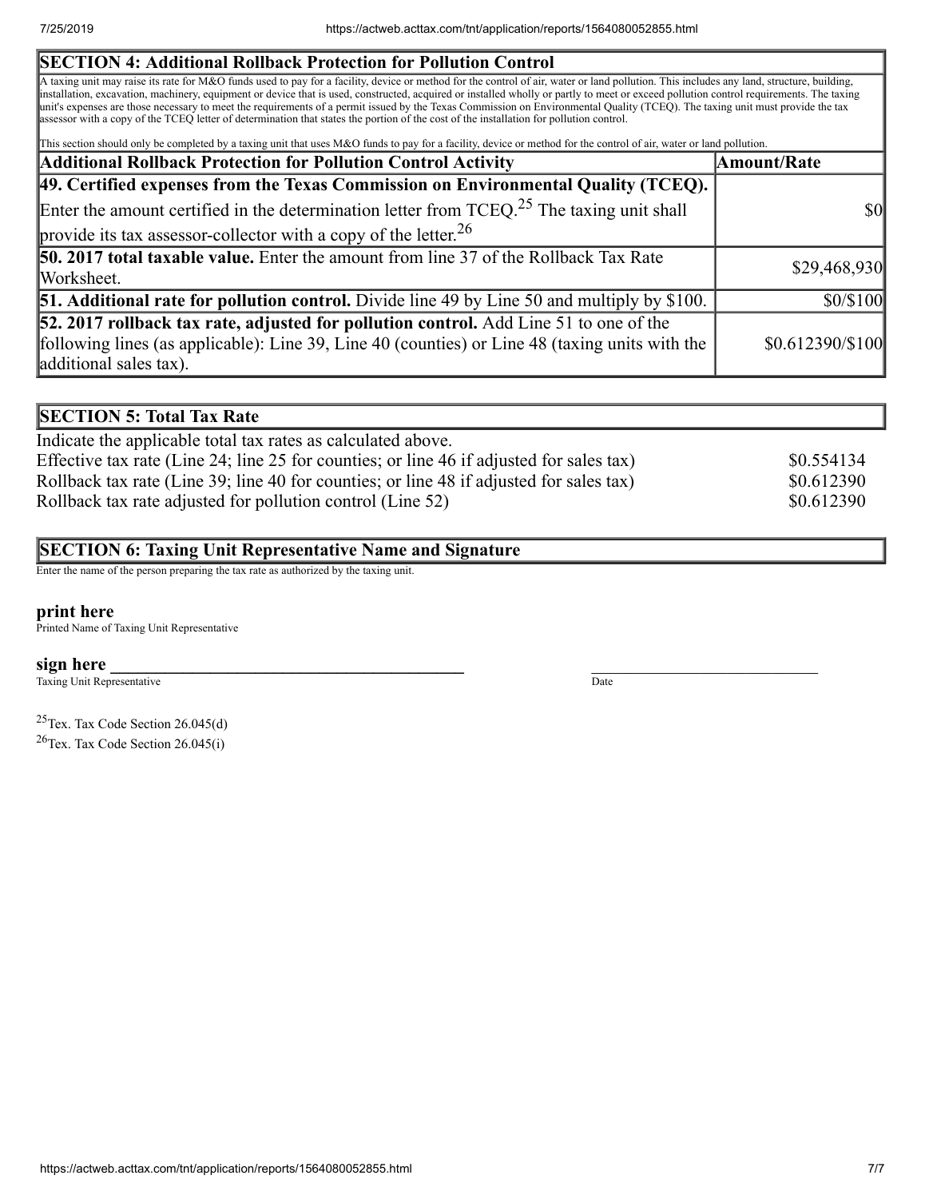## SECTION 4: Additional Rollback Protection for Pollution Control

A taxing unit may raise its rate for M&O funds used to pay for a facility, device or method for the control of air, water or land pollution. This includes any land, structure, building, installation, excavation, machinery, equipment or device that is used, constructed, acquired or installed wholly or partly to meet or exceed pollution control requirements. The taxing unit's expenses are those necessary to meet the requirements of a permit issued by the Texas Commission on Environmental Quality (TCEQ). The taxing unit must provide the tax assessor with a copy of the TCEQ letter of determination that states the portion of the cost of the installation for pollution control.

This section should only be completed by a taxing unit that uses M&O funds to pay for a facility, device or method for the control of air, water or land pollution.

| Additional Rollback Protection for Pollution Control Activity | Amount/Rate |
|---|---|
| **49. Certified expenses from the Texas Commission on Environmental Quality (TCEQ).** Enter the amount certified in the determination letter from TCEQ.[25] The taxing unit shall provide its tax assessor-collector with a copy of the letter.[26] | $0 |
| **50. 2017 total taxable value.** Enter the amount from line 37 of the Rollback Tax Rate Worksheet. | $29,468,930 |
| **51. Additional rate for pollution control.** Divide line 49 by Line 50 and multiply by $100. | $0/$100 |
| **52. 2017 rollback tax rate, adjusted for pollution control.** Add Line 51 to one of the following lines (as applicable): Line 39, Line 40 (counties) or Line 48 (taxing units with the additional sales tax). | $0.612390/$100 |

## SECTION 5: Total Tax Rate

Indicate the applicable total tax rates as calculated above.

| | |
|---|---|
| Effective tax rate (Line 24; line 25 for counties; or line 46 if adjusted for sales tax) | $0.554134 |
| Rollback tax rate (Line 39; line 40 for counties; or line 48 if adjusted for sales tax) | $0.612390 |
| Rollback tax rate adjusted for pollution control (Line 52) | $0.612390 |

## SECTION 6: Taxing Unit Representative Name and Signature

Enter the name of the person preparing the tax rate as authorized by the taxing unit.

**print here**
Printed Name of Taxing Unit Representative

**sign here** ________________________________________ ____________________________
Taxing Unit Representative Date

[25] Tex. Tax Code Section 26.045(d)
[26] Tex. Tax Code Section 26.045(i)